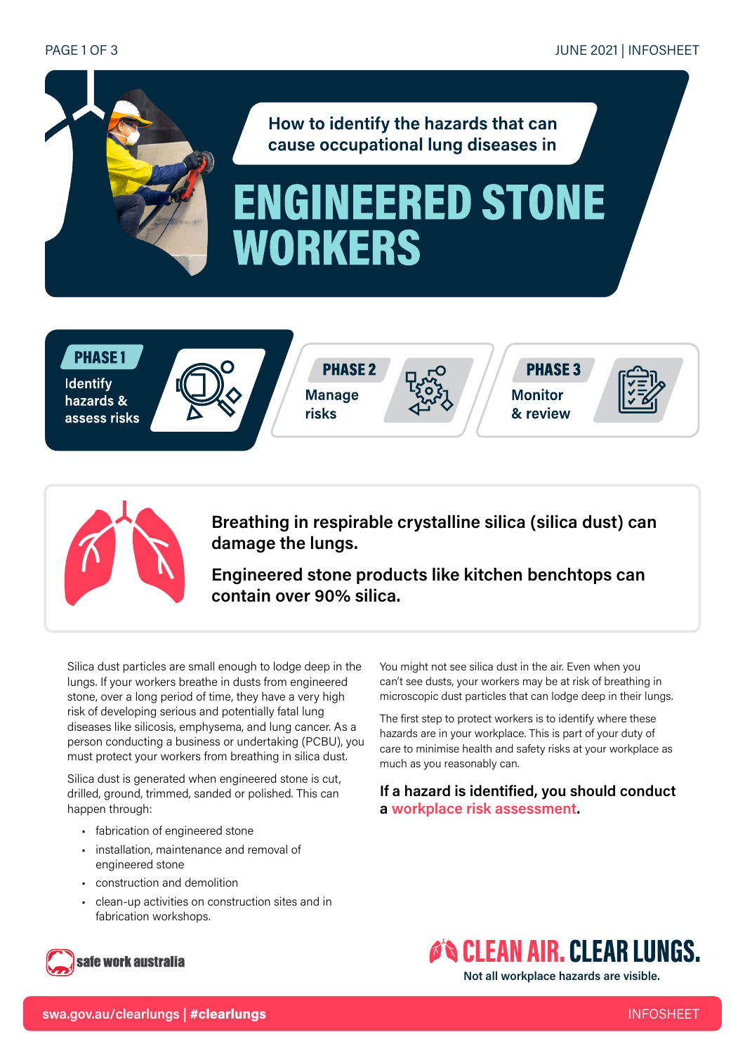How to identify the hazards that can cause occupational lung diseases in

# ENGINEERED STONE WORKERS

**PHASE 1** Identify hazards & assess risks

**PHASE 2** Manage risks

**PHASE 3** Monitor & review

**Breathing in respirable crystalline silica (silica dust) can damage the lungs.**

**Engineered stone products like kitchen benchtops can contain over 90% silica.**

Silica dust particles are small enough to lodge deep in the lungs. If your workers breathe in dusts from engineered stone, over a long period of time, they have a very high risk of developing serious and potentially fatal lung diseases like silicosis, emphysema, and lung cancer. As a person conducting a business or undertaking (PCBU), you must protect your workers from breathing in silica dust.

Silica dust is generated when engineered stone is cut, drilled, ground, trimmed, sanded or polished. This can happen through:

- fabrication of engineered stone
- installation, maintenance and removal of engineered stone
- construction and demolition
- clean-up activities on construction sites and in fabrication workshops.

You might not see silica dust in the air. Even when you can't see dusts, your workers may be at risk of breathing in microscopic dust particles that can lodge deep in their lungs.

The first step to protect workers is to identify where these hazards are in your workplace. This is part of your duty of care to minimise health and safety risks at your workplace as much as you reasonably can.

**If a hazard is identified, you should conduct a workplace risk assessment.**

safe work australia

**CLEAN AIR. CLEAR LUNGS.**

Not all workplace hazards are visible.

swa.gov.au/clearlungs | #clearlungs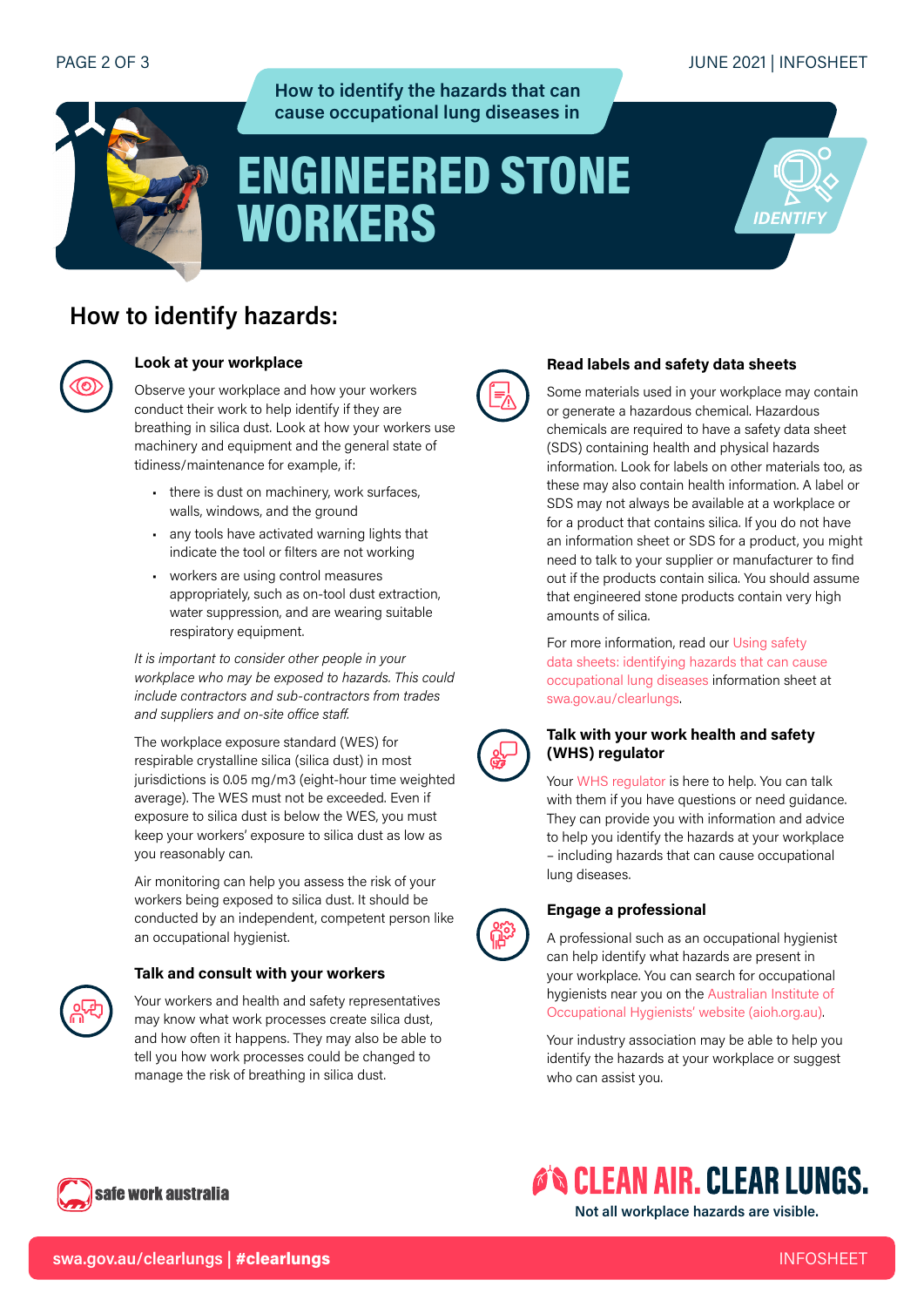How to identify the hazards that can cause occupational lung diseases in

# ENGINEERED STONE WORKERS

IDENTIFY

## How to identify hazards:

### Look at your workplace

Observe your workplace and how your workers conduct their work to help identify if they are breathing in silica dust. Look at how your workers use machinery and equipment and the general state of tidiness/maintenance for example, if:

- there is dust on machinery, work surfaces, walls, windows, and the ground
- any tools have activated warning lights that indicate the tool or filters are not working
- workers are using control measures appropriately, such as on-tool dust extraction, water suppression, and are wearing suitable respiratory equipment.

*It is important to consider other people in your workplace who may be exposed to hazards. This could include contractors and sub-contractors from trades and suppliers and on-site office staff.*

The workplace exposure standard (WES) for respirable crystalline silica (silica dust) in most jurisdictions is 0.05 mg/m3 (eight-hour time weighted average). The WES must not be exceeded. Even if exposure to silica dust is below the WES, you must keep your workers' exposure to silica dust as low as you reasonably can.

Air monitoring can help you assess the risk of your workers being exposed to silica dust. It should be conducted by an independent, competent person like an occupational hygienist.

### Talk and consult with your workers

Your workers and health and safety representatives may know what work processes create silica dust, and how often it happens. They may also be able to tell you how work processes could be changed to manage the risk of breathing in silica dust.

### Read labels and safety data sheets

Some materials used in your workplace may contain or generate a hazardous chemical. Hazardous chemicals are required to have a safety data sheet (SDS) containing health and physical hazards information. Look for labels on other materials too, as these may also contain health information. A label or SDS may not always be available at a workplace or for a product that contains silica. If you do not have an information sheet or SDS for a product, you might need to talk to your supplier or manufacturer to find out if the products contain silica. You should assume that engineered stone products contain very high amounts of silica.

For more information, read our Using safety data sheets: identifying hazards that can cause occupational lung diseases information sheet at swa.gov.au/clearlungs.

### Talk with your work health and safety (WHS) regulator

Your WHS regulator is here to help. You can talk with them if you have questions or need guidance. They can provide you with information and advice to help you identify the hazards at your workplace – including hazards that can cause occupational lung diseases.

### Engage a professional

A professional such as an occupational hygienist can help identify what hazards are present in your workplace. You can search for occupational hygienists near you on the Australian Institute of Occupational Hygienists' website (aioh.org.au).

Your industry association may be able to help you identify the hazards at your workplace or suggest who can assist you.

safe work australia

CLEAN AIR. CLEAR LUNGS.

Not all workplace hazards are visible.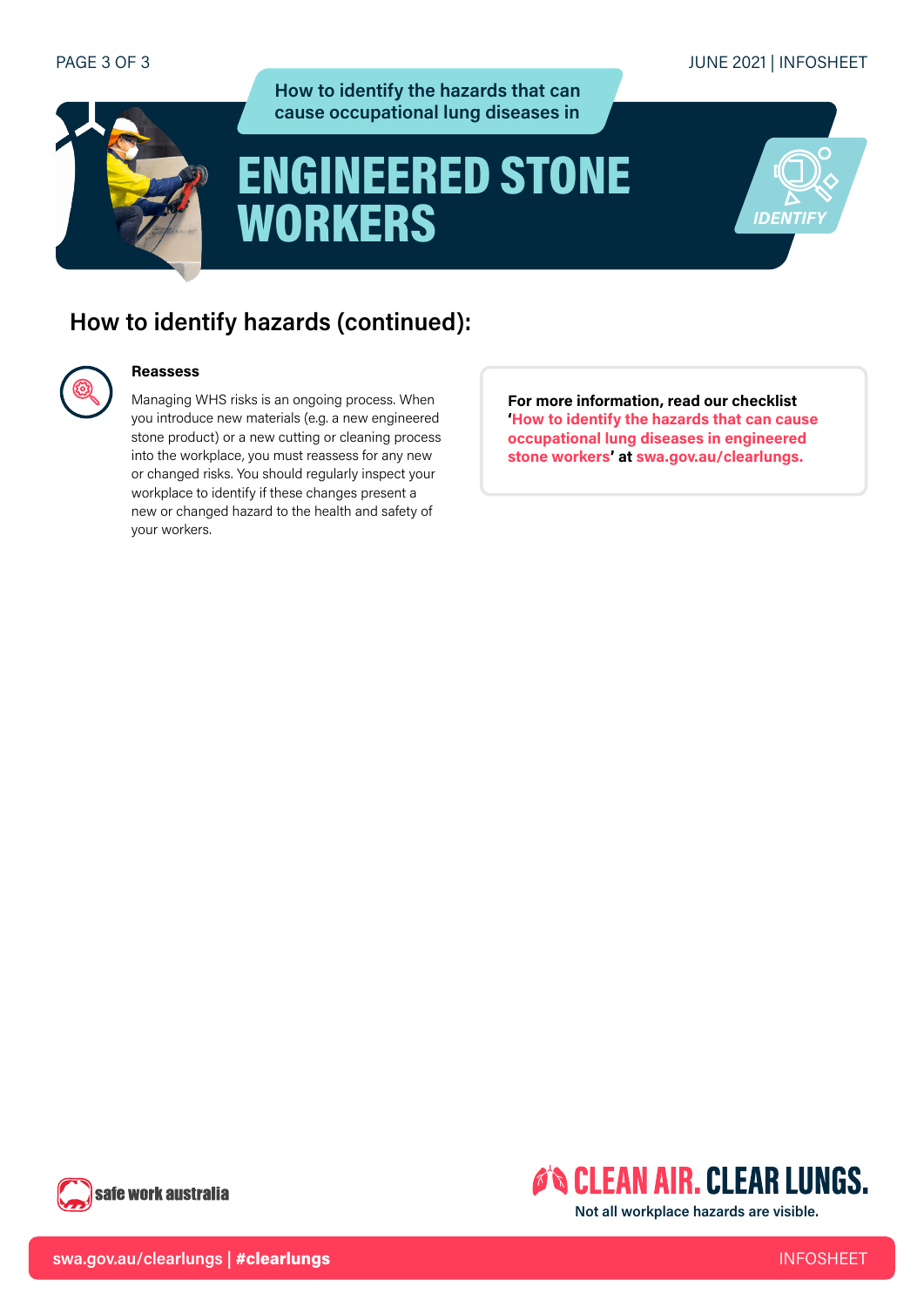How to identify the hazards that can cause occupational lung diseases in

# ENGINEERED STONE WORKERS

IDENTIFY

## How to identify hazards (continued):

### Reassess

Managing WHS risks is an ongoing process. When you introduce new materials (e.g. a new engineered stone product) or a new cutting or cleaning process into the workplace, you must reassess for any new or changed risks. You should regularly inspect your workplace to identify if these changes present a new or changed hazard to the health and safety of your workers.

**For more information, read our checklist 'How to identify the hazards that can cause occupational lung diseases in engineered stone workers' at swa.gov.au/clearlungs.**

safe work australia

**CLEAN AIR. CLEAR LUNGS.**

Not all workplace hazards are visible.

**swa.gov.au/clearlungs | #clearlungs**